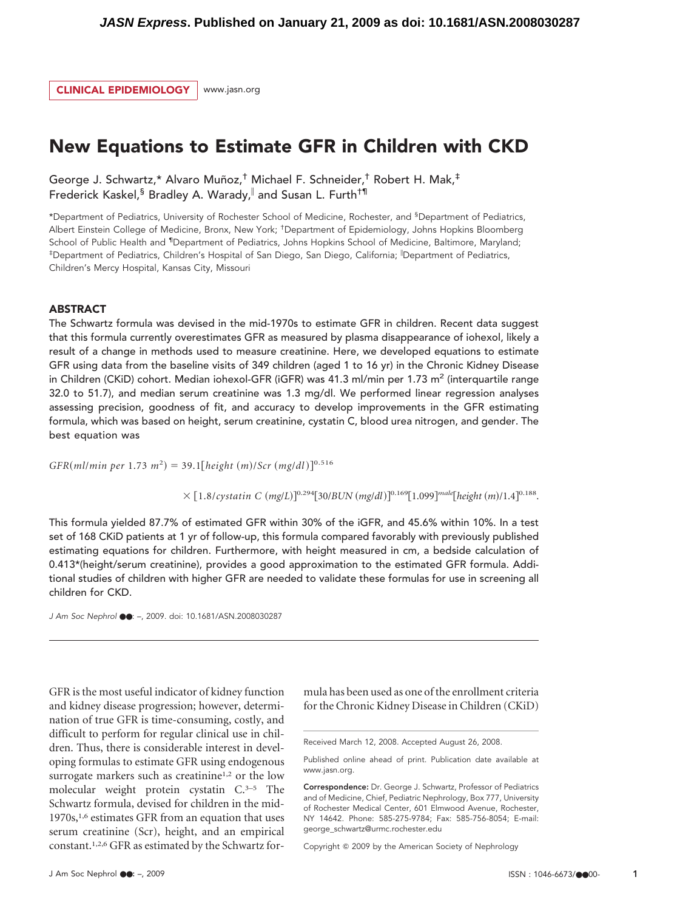JASN Express. Published on January 21, 2009 as doi: 10.1681/ASN.2008030287

CLINICAL EPIDEMIOLOGY | www.jasn.org

# New Equations to Estimate GFR in Children with CKD

George J. Schwartz,* Alvaro Muñoz,† Michael F. Schneider,† Robert H. Mak,‡ Frederick Kaskel,§ Bradley A. Warady,‖ and Susan L. Furth†¶

*Department of Pediatrics, University of Rochester School of Medicine, Rochester, and §Department of Pediatrics, Albert Einstein College of Medicine, Bronx, New York; †Department of Epidemiology, Johns Hopkins Bloomberg School of Public Health and ¶Department of Pediatrics, Johns Hopkins School of Medicine, Baltimore, Maryland; ‡Department of Pediatrics, Children's Hospital of San Diego, San Diego, California; ‖Department of Pediatrics, Children's Mercy Hospital, Kansas City, Missouri

## ABSTRACT

The Schwartz formula was devised in the mid-1970s to estimate GFR in children. Recent data suggest that this formula currently overestimates GFR as measured by plasma disappearance of iohexol, likely a result of a change in methods used to measure creatinine. Here, we developed equations to estimate GFR using data from the baseline visits of 349 children (aged 1 to 16 yr) in the Chronic Kidney Disease in Children (CKiD) cohort. Median iohexol-GFR (iGFR) was 41.3 ml/min per 1.73 m$^2$ (interquartile range 32.0 to 51.7), and median serum creatinine was 1.3 mg/dl. We performed linear regression analyses assessing precision, goodness of fit, and accuracy to develop improvements in the GFR estimating formula, which was based on height, serum creatinine, cystatin C, blood urea nitrogen, and gender. The best equation was

$$GFR(ml/min\ per\ 1.73\ m^2) = 39.1[height\ (m)/Scr\ (mg/dl)]^{0.516}$$

$$\times [1.8/cystatin\ C\ (mg/L)]^{0.294}[30/BUN\ (mg/dl)]^{0.169}[1.099]^{male}[height\ (m)/1.4]^{0.188}.$$

This formula yielded 87.7% of estimated GFR within 30% of the iGFR, and 45.6% within 10%. In a test set of 168 CKiD patients at 1 yr of follow-up, this formula compared favorably with previously published estimating equations for children. Furthermore, with height measured in cm, a bedside calculation of 0.413*(height/serum creatinine), provides a good approximation to the estimated GFR formula. Additional studies of children with higher GFR are needed to validate these formulas for use in screening all children for CKD.

J Am Soc Nephrol ●●: –, 2009. doi: 10.1681/ASN.2008030287

---

GFR is the most useful indicator of kidney function and kidney disease progression; however, determination of true GFR is time-consuming, costly, and difficult to perform for regular clinical use in children. Thus, there is considerable interest in developing formulas to estimate GFR using endogenous surrogate markers such as creatinine[1,2] or the low molecular weight protein cystatin C.[3–5] The Schwartz formula, devised for children in the mid-1970s,[1,6] estimates GFR from an equation that uses serum creatinine (Scr), height, and an empirical constant.[1,2,6] GFR as estimated by the Schwartz formula has been used as one of the enrollment criteria for the Chronic Kidney Disease in Children (CKiD)

Received March 12, 2008. Accepted August 26, 2008.

Published online ahead of print. Publication date available at www.jasn.org.

**Correspondence:** Dr. George J. Schwartz, Professor of Pediatrics and of Medicine, Chief, Pediatric Nephrology, Box 777, University of Rochester Medical Center, 601 Elmwood Avenue, Rochester, NY 14642. Phone: 585-275-9784; Fax: 585-756-8054; E-mail: george_schwartz@urmc.rochester.edu

Copyright © 2009 by the American Society of Nephrology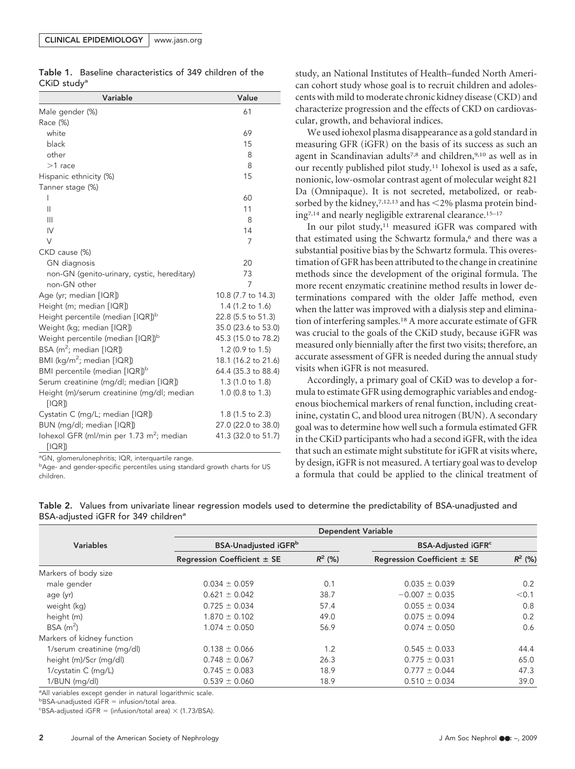**Table 1.** Baseline characteristics of 349 children of the CKiD study[a]

| Variable | Value |
|---|---|
| Male gender (%) | 61 |
| Race (%) | |
| white | 69 |
| black | 15 |
| other | 8 |
| >1 race | 8 |
| Hispanic ethnicity (%) | 15 |
| Tanner stage (%) | |
| I | 60 |
| II | 11 |
| III | 8 |
| IV | 14 |
| V | 7 |
| CKD cause (%) | |
| GN diagnosis | 20 |
| non-GN (genito-urinary, cystic, hereditary) | 73 |
| non-GN other | 7 |
| Age (yr; median [IQR]) | 10.8 (7.7 to 14.3) |
| Height (m; median [IQR]) | 1.4 (1.2 to 1.6) |
| Height percentile (median [IQR])[b] | 22.8 (5.5 to 51.3) |
| Weight (kg; median [IQR]) | 35.0 (23.6 to 53.0) |
| Weight percentile (median [IQR])[b] | 45.3 (15.0 to 78.2) |
| BSA ($m^2$; median [IQR]) | 1.2 (0.9 to 1.5) |
| BMI ($kg/m^2$; median [IQR]) | 18.1 (16.2 to 21.6) |
| BMI percentile (median [IQR])[b] | 64.4 (35.3 to 88.4) |
| Serum creatinine (mg/dl; median [IQR]) | 1.3 (1.0 to 1.8) |
| Height (m)/serum creatinine (mg/dl; median [IQR]) | 1.0 (0.8 to 1.3) |
| Cystatin C (mg/L; median [IQR]) | 1.8 (1.5 to 2.3) |
| BUN (mg/dl; median [IQR]) | 27.0 (22.0 to 38.0) |
| Iohexol GFR (ml/min per 1.73 $m^2$; median [IQR]) | 41.3 (32.0 to 51.7) |

[a]GN, glomerulonephritis; IQR, interquartile range.
[b]Age- and gender-specific percentiles using standard growth charts for US children.

study, an National Institutes of Health–funded North American cohort study whose goal is to recruit children and adolescents with mild to moderate chronic kidney disease (CKD) and characterize progression and the effects of CKD on cardiovascular, growth, and behavioral indices.

We used iohexol plasma disappearance as a gold standard in measuring GFR (iGFR) on the basis of its success as such an agent in Scandinavian adults[7,8] and children,[9,10] as well as in our recently published pilot study.[11] Iohexol is used as a safe, nonionic, low-osmolar contrast agent of molecular weight 821 Da (Omnipaque). It is not secreted, metabolized, or reabsorbed by the kidney,[7,12,13] and has <2% plasma protein binding[7,14] and nearly negligible extrarenal clearance.[15–17]

In our pilot study,[11] measured iGFR was compared with that estimated using the Schwartz formula,[6] and there was a substantial positive bias by the Schwartz formula. This overestimation of GFR has been attributed to the change in creatinine methods since the development of the original formula. The more recent enzymatic creatinine method results in lower determinations compared with the older Jaffe method, even when the latter was improved with a dialysis step and elimination of interfering samples.[18] A more accurate estimate of GFR was crucial to the goals of the CKiD study, because iGFR was measured only biennially after the first two visits; therefore, an accurate assessment of GFR is needed during the annual study visits when iGFR is not measured.

Accordingly, a primary goal of CKiD was to develop a formula to estimate GFR using demographic variables and endogenous biochemical markers of renal function, including creatinine, cystatin C, and blood urea nitrogen (BUN). A secondary goal was to determine how well such a formula estimated GFR in the CKiD participants who had a second iGFR, with the idea that such an estimate might substitute for iGFR at visits where, by design, iGFR is not measured. A tertiary goal was to develop a formula that could be applied to the clinical treatment of

**Table 2.** Values from univariate linear regression models used to determine the predictability of BSA-unadjusted and BSA-adjusted iGFR for 349 children[a]

| Variables | Dependent Variable | | | |
|---|---|---|---|---|
| | BSA-Unadjusted iGFR[b] | | BSA-Adjusted iGFR[c] | |
| | Regression Coefficient ± SE | $R^2$ (%) | Regression Coefficient ± SE | $R^2$ (%) |
| Markers of body size | | | | |
| male gender | 0.034 ± 0.059 | 0.1 | 0.035 ± 0.039 | 0.2 |
| age (yr) | 0.621 ± 0.042 | 38.7 | −0.007 ± 0.035 | <0.1 |
| weight (kg) | 0.725 ± 0.034 | 57.4 | 0.055 ± 0.034 | 0.8 |
| height (m) | 1.870 ± 0.102 | 49.0 | 0.075 ± 0.094 | 0.2 |
| BSA ($m^2$) | 1.074 ± 0.050 | 56.9 | 0.074 ± 0.050 | 0.6 |
| Markers of kidney function | | | | |
| 1/serum creatinine (mg/dl) | 0.138 ± 0.066 | 1.2 | 0.545 ± 0.033 | 44.4 |
| height (m)/Scr (mg/dl) | 0.748 ± 0.067 | 26.3 | 0.775 ± 0.031 | 65.0 |
| 1/cystatin C (mg/L) | 0.745 ± 0.083 | 18.9 | 0.777 ± 0.044 | 47.3 |
| 1/BUN (mg/dl) | 0.539 ± 0.060 | 18.9 | 0.510 ± 0.034 | 39.0 |

[a]All variables except gender in natural logarithmic scale.
[b]BSA-unadjusted iGFR = infusion/total area.
[c]BSA-adjusted iGFR = (infusion/total area) × (1.73/BSA).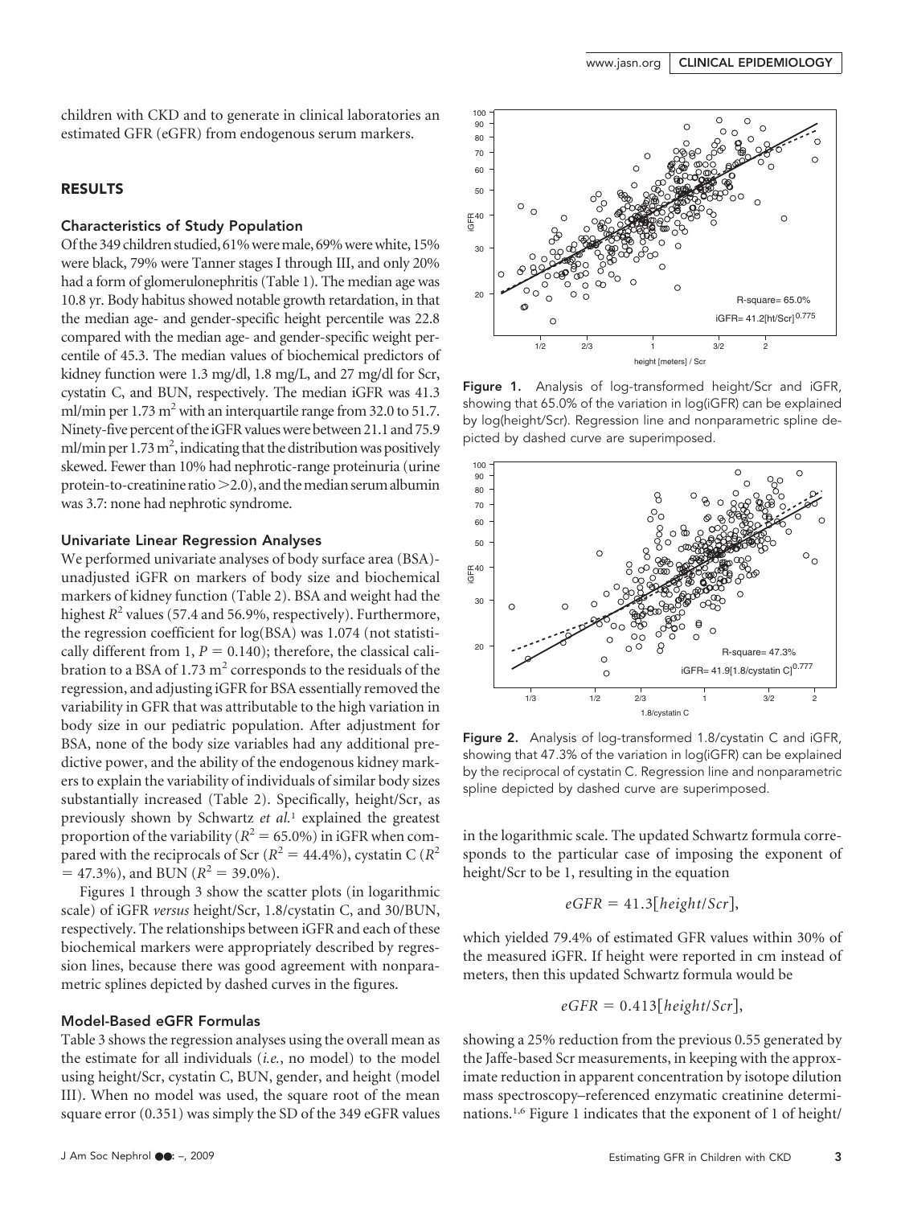children with CKD and to generate in clinical laboratories an estimated GFR (eGFR) from endogenous serum markers.

## RESULTS

### Characteristics of Study Population

Of the 349 children studied, 61% were male, 69% were white, 15% were black, 79% were Tanner stages I through III, and only 20% had a form of glomerulonephritis (Table 1). The median age was 10.8 yr. Body habitus showed notable growth retardation, in that the median age- and gender-specific height percentile was 22.8 compared with the median age- and gender-specific weight percentile of 45.3. The median values of biochemical predictors of kidney function were 1.3 mg/dl, 1.8 mg/L, and 27 mg/dl for Scr, cystatin C, and BUN, respectively. The median iGFR was 41.3 ml/min per 1.73 $m^2$ with an interquartile range from 32.0 to 51.7. Ninety-five percent of the iGFR values were between 21.1 and 75.9 ml/min per 1.73 $m^2$, indicating that the distribution was positively skewed. Fewer than 10% had nephrotic-range proteinuria (urine protein-to-creatinine ratio >2.0), and the median serum albumin was 3.7: none had nephrotic syndrome.

### Univariate Linear Regression Analyses

We performed univariate analyses of body surface area (BSA)-unadjusted iGFR on markers of body size and biochemical markers of kidney function (Table 2). BSA and weight had the highest $R^2$ values (57.4 and 56.9%, respectively). Furthermore, the regression coefficient for log(BSA) was 1.074 (not statistically different from 1, $P = 0.140$); therefore, the classical calibration to a BSA of 1.73 $m^2$ corresponds to the residuals of the regression, and adjusting iGFR for BSA essentially removed the variability in GFR that was attributable to the high variation in body size in our pediatric population. After adjustment for BSA, none of the body size variables had any additional predictive power, and the ability of the endogenous kidney markers to explain the variability of individuals of similar body sizes substantially increased (Table 2). Specifically, height/Scr, as previously shown by Schwartz *et al.*[1] explained the greatest proportion of the variability ($R^2 = 65.0\%$) in iGFR when compared with the reciprocals of Scr ($R^2 = 44.4\%$), cystatin C ($R^2 = 47.3\%$), and BUN ($R^2 = 39.0\%$).

Figures 1 through 3 show the scatter plots (in logarithmic scale) of iGFR *versus* height/Scr, 1.8/cystatin C, and 30/BUN, respectively. The relationships between iGFR and each of these biochemical markers were appropriately described by regression lines, because there was good agreement with nonparametric splines depicted by dashed curves in the figures.

### Model-Based eGFR Formulas

Table 3 shows the regression analyses using the overall mean as the estimate for all individuals (*i.e.*, no model) to the model using height/Scr, cystatin C, BUN, gender, and height (model III). When no model was used, the square root of the mean square error (0.351) was simply the SD of the 349 eGFR values in the logarithmic scale. The updated Schwartz formula corresponds to the particular case of imposing the exponent of height/Scr to be 1, resulting in the equation

$$eGFR = 41.3[height/Scr],$$

which yielded 79.4% of estimated GFR values within 30% of the measured iGFR. If height were reported in cm instead of meters, then this updated Schwartz formula would be

$$eGFR = 0.413[height/Scr],$$

showing a 25% reduction from the previous 0.55 generated by the Jaffe-based Scr measurements, in keeping with the approximate reduction in apparent concentration by isotope dilution mass spectroscopy–referenced enzymatic creatinine determinations.[1,6] Figure 1 indicates that the exponent of 1 of height/

R-square= 65.0%

iGFR= 41.2[ht/Scr]$^{0.775}$

height [meters] / Scr

**Figure 1.** Analysis of log-transformed height/Scr and iGFR, showing that 65.0% of the variation in log(iGFR) can be explained by log(height/Scr). Regression line and nonparametric spline depicted by dashed curve are superimposed.

R-square= 47.3%

iGFR= 41.9[1.8/cystatin C]$^{0.777}$

1.8/cystatin C

**Figure 2.** Analysis of log-transformed 1.8/cystatin C and iGFR, showing that 47.3% of the variation in log(iGFR) can be explained by the reciprocal of cystatin C. Regression line and nonparametric spline depicted by dashed curve are superimposed.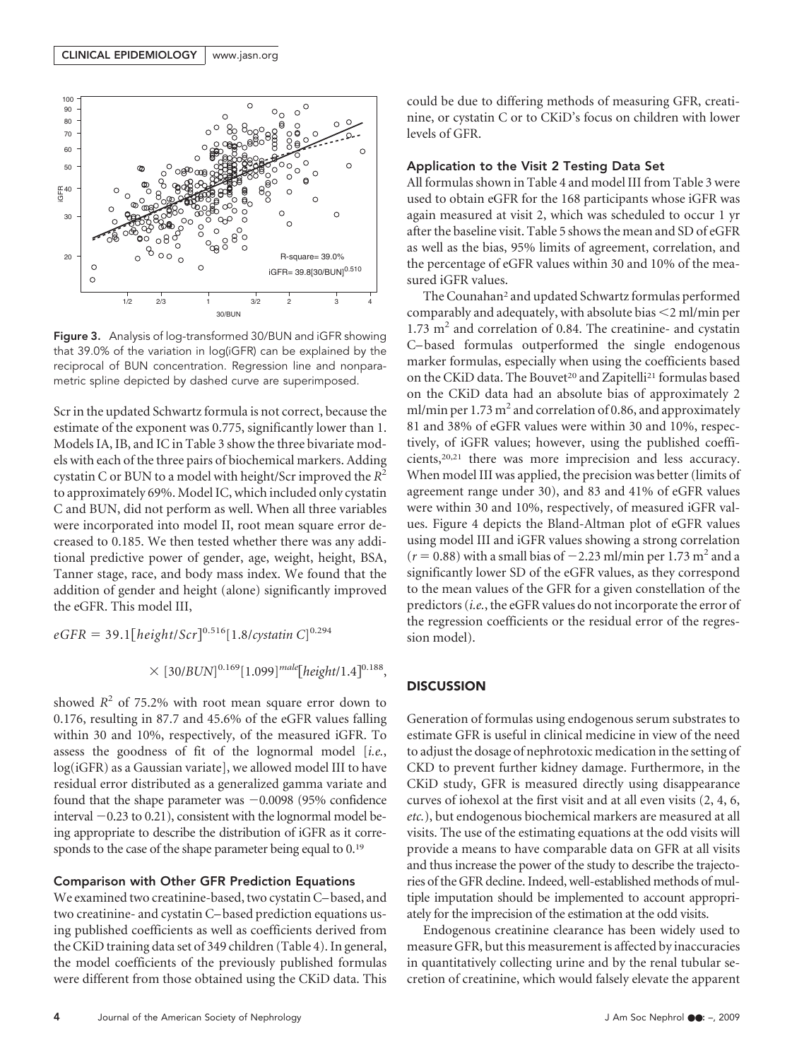100
90
80
70
60
50
iGFR 40
30
20
R-square= 39.0%
iGFR= 39.8[30/BUN]$^{0.510}$
1/2 2/3 1 3/2 2 3 4
30/BUN

**Figure 3.** Analysis of log-transformed 30/BUN and iGFR showing that 39.0% of the variation in log(iGFR) can be explained by the reciprocal of BUN concentration. Regression line and nonparametric spline depicted by dashed curve are superimposed.

Scr in the updated Schwartz formula is not correct, because the estimate of the exponent was 0.775, significantly lower than 1. Models IA, IB, and IC in Table 3 show the three bivariate models with each of the three pairs of biochemical markers. Adding cystatin C or BUN to a model with height/Scr improved the $R^2$ to approximately 69%. Model IC, which included only cystatin C and BUN, did not perform as well. When all three variables were incorporated into model II, root mean square error decreased to 0.185. We then tested whether there was any additional predictive power of gender, age, weight, height, BSA, Tanner stage, race, and body mass index. We found that the addition of gender and height (alone) significantly improved the eGFR. This model III,

$$eGFR = 39.1[height/Scr]^{0.516}[1.8/cystatin\ C]^{0.294} \times [30/BUN]^{0.169}[1.099]^{male}[height/1.4]^{0.188},$$

showed $R^2$ of 75.2% with root mean square error down to 0.176, resulting in 87.7 and 45.6% of the eGFR values falling within 30 and 10%, respectively, of the measured iGFR. To assess the goodness of fit of the lognormal model [*i.e.*, log(iGFR) as a Gaussian variate], we allowed model III to have residual error distributed as a generalized gamma variate and found that the shape parameter was −0.0098 (95% confidence interval −0.23 to 0.21), consistent with the lognormal model being appropriate to describe the distribution of iGFR as it corresponds to the case of the shape parameter being equal to 0.[19]

### Comparison with Other GFR Prediction Equations

We examined two creatinine-based, two cystatin C–based, and two creatinine- and cystatin C–based prediction equations using published coefficients as well as coefficients derived from the CKiD training data set of 349 children (Table 4). In general, the model coefficients of the previously published formulas were different from those obtained using the CKiD data. This could be due to differing methods of measuring GFR, creatinine, or cystatin C or to CKiD's focus on children with lower levels of GFR.

### Application to the Visit 2 Testing Data Set

All formulas shown in Table 4 and model III from Table 3 were used to obtain eGFR for the 168 participants whose iGFR was again measured at visit 2, which was scheduled to occur 1 yr after the baseline visit. Table 5 shows the mean and SD of eGFR as well as the bias, 95% limits of agreement, correlation, and the percentage of eGFR values within 30 and 10% of the measured iGFR values.

The Counahan[2] and updated Schwartz formulas performed comparably and adequately, with absolute bias <2 ml/min per 1.73 $m^2$ and correlation of 0.84. The creatinine- and cystatin C–based formulas outperformed the single endogenous marker formulas, especially when using the coefficients based on the CKiD data. The Bouvet[20] and Zapitelli[21] formulas based on the CKiD data had an absolute bias of approximately 2 ml/min per 1.73 $m^2$ and correlation of 0.86, and approximately 81 and 38% of eGFR values were within 30 and 10%, respectively, of iGFR values; however, using the published coefficients,[20,21] there was more imprecision and less accuracy. When model III was applied, the precision was better (limits of agreement range under 30), and 83 and 41% of eGFR values were within 30 and 10%, respectively, of measured iGFR values. Figure 4 depicts the Bland-Altman plot of eGFR values using model III and iGFR values showing a strong correlation ($r = 0.88$) with a small bias of −2.23 ml/min per 1.73 $m^2$ and a significantly lower SD of the eGFR values, as they correspond to the mean values of the GFR for a given constellation of the predictors (*i.e.*, the eGFR values do not incorporate the error of the regression coefficients or the residual error of the regression model).

## DISCUSSION

Generation of formulas using endogenous serum substrates to estimate GFR is useful in clinical medicine in view of the need to adjust the dosage of nephrotoxic medication in the setting of CKD to prevent further kidney damage. Furthermore, in the CKiD study, GFR is measured directly using disappearance curves of iohexol at the first visit and at all even visits (2, 4, 6, *etc.*), but endogenous biochemical markers are measured at all visits. The use of the estimating equations at the odd visits will provide a means to have comparable data on GFR at all visits and thus increase the power of the study to describe the trajectories of the GFR decline. Indeed, well-established methods of multiple imputation should be implemented to account appropriately for the imprecision of the estimation at the odd visits.

Endogenous creatinine clearance has been widely used to measure GFR, but this measurement is affected by inaccuracies in quantitatively collecting urine and by the renal tubular secretion of creatinine, which would falsely elevate the apparent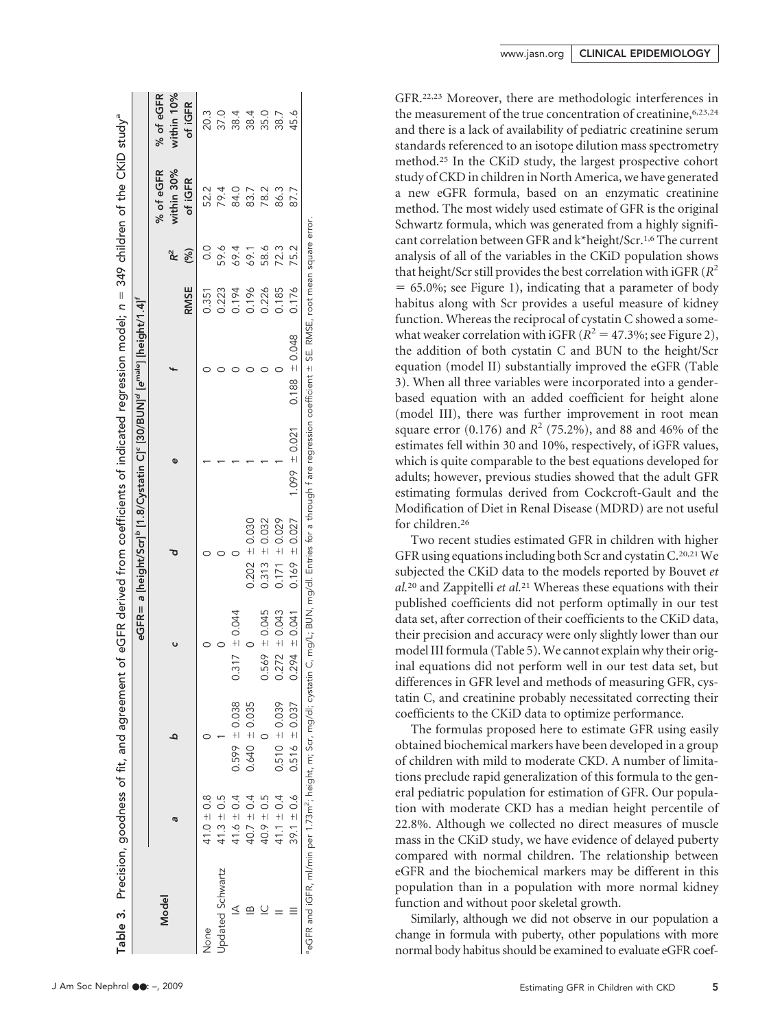**Table 3.** Precision, goodness of fit, and agreement of eGFR derived from coefficients of indicated regression model; $n = 349$ children of the CKiD study[a]

| Model | eGFR= a [height/Scr][b] [1.8/Cystatin C][c] [30/BUN][d] [e[male]] [height/1.4][f] | | | | | | | | | |
|---|---|---|---|---|---|---|---|---|---|---|
| | a | b | c | d | e | f | RMSE | $R^2$ (%) | % of eGFR within 30% of iGFR | % of eGFR within 10% of iGFR |
| None | 41.0 ± 0.8 | 0 | 0 | 0 | 1 | 0 | 0.351 | 0.0 | 52.2 | 20.3 |
| Updated Schwartz | 41.3 ± 0.5 | 1 | 0 | 0 | 1 | 0 | 0.223 | 59.6 | 79.4 | 37.0 |
| IA | 41.6 ± 0.4 | 0.599 ± 0.038 | 0.317 ± 0.044 | 0 | 1 | 0 | 0.194 | 69.4 | 84.0 | 38.4 |
| IB | 40.7 ± 0.4 | 0.640 ± 0.035 | 0 | 0.202 ± 0.030 | 1 | 0 | 0.196 | 69.1 | 83.7 | 38.4 |
| IC | 40.9 ± 0.5 | 0 | 0.569 ± 0.045 | 0.313 ± 0.032 | 1 | 0 | 0.226 | 58.6 | 78.2 | 35.0 |
| II | 41.1 ± 0.4 | 0.510 ± 0.039 | 0.272 ± 0.043 | 0.171 ± 0.029 | 1 | 0 | 0.185 | 72.3 | 86.3 | 38.7 |
| III | 39.1 ± 0.6 | 0.516 ± 0.037 | 0.294 ± 0.041 | 0.169 ± 0.027 | 1.099 ± 0.021 | 0.188 ± 0.048 | 0.176 | 75.2 | 87.7 | 45.6 |

[a]eGFR and iGFR, ml/min per 1.73m$^2$; height, m; Scr, mg/dl; cystatin C, mg/L; BUN, mg/dl. Entries for a through f are regression coefficient ± SE. RMSE, root mean square error.

GFR.[22,23] Moreover, there are methodologic interferences in the measurement of the true concentration of creatinine,[6,23,24] and there is a lack of availability of pediatric creatinine serum standards referenced to an isotope dilution mass spectrometry method.[25] In the CKiD study, the largest prospective cohort study of CKD in children in North America, we have generated a new eGFR formula, based on an enzymatic creatinine method. The most widely used estimate of GFR is the original Schwartz formula, which was generated from a highly significant correlation between GFR and k*height/Scr.[1,6] The current analysis of all of the variables in the CKiD population shows that height/Scr still provides the best correlation with iGFR ($R^2 = 65.0\%$; see Figure 1), indicating that a parameter of body habitus along with Scr provides a useful measure of kidney function. Whereas the reciprocal of cystatin C showed a somewhat weaker correlation with iGFR ($R^2 = 47.3\%$; see Figure 2), the addition of both cystatin C and BUN to the height/Scr equation (model II) substantially improved the eGFR (Table 3). When all three variables were incorporated into a gender-based equation with an added coefficient for height alone (model III), there was further improvement in root mean square error (0.176) and $R^2$ (75.2%), and 88 and 46% of the estimates fell within 30 and 10%, respectively, of iGFR values, which is quite comparable to the best equations developed for adults; however, previous studies showed that the adult GFR estimating formulas derived from Cockcroft-Gault and the Modification of Diet in Renal Disease (MDRD) are not useful for children.[26]

Two recent studies estimated GFR in children with higher GFR using equations including both Scr and cystatin C.[20,21] We subjected the CKiD data to the models reported by Bouvet *et al.*[20] and Zappitelli *et al.*[21] Whereas these equations with their published coefficients did not perform optimally in our test data set, after correction of their coefficients to the CKiD data, their precision and accuracy were only slightly lower than our model III formula (Table 5). We cannot explain why their original equations did not perform well in our test data set, but differences in GFR level and methods of measuring GFR, cystatin C, and creatinine probably necessitated correcting their coefficients to the CKiD data to optimize performance.

The formulas proposed here to estimate GFR using easily obtained biochemical markers have been developed in a group of children with mild to moderate CKD. A number of limitations preclude rapid generalization of this formula to the general pediatric population for estimation of GFR. Our population with moderate CKD has a median height percentile of 22.8%. Although we collected no direct measures of muscle mass in the CKiD study, we have evidence of delayed puberty compared with normal children. The relationship between eGFR and the biochemical markers may be different in this population than in a population with more normal kidney function and without poor skeletal growth.

Similarly, although we did not observe in our population a change in formula with puberty, other populations with more normal body habitus should be examined to evaluate eGFR coef-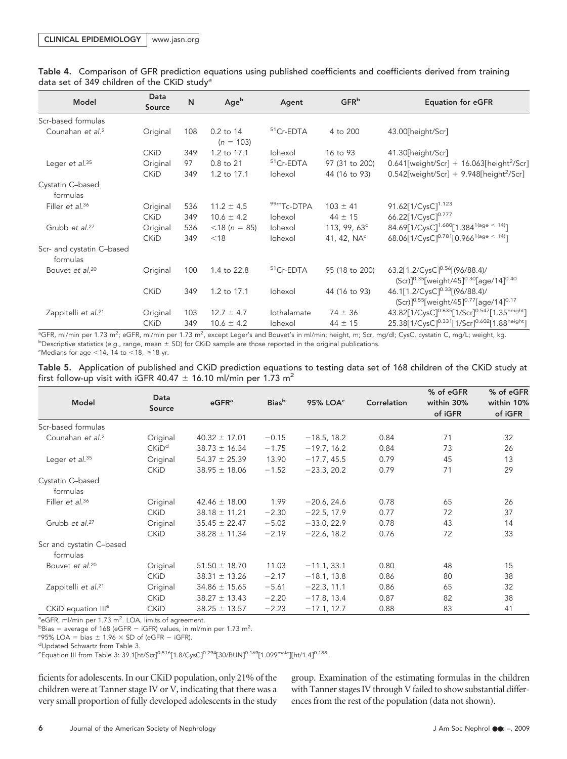**Table 4.** Comparison of GFR prediction equations using published coefficients and coefficients derived from training data set of 349 children of the CKiD study[a]

| Model | Data Source | N | Age[b] | Agent | GFR[b] | Equation for eGFR |
|---|---|---|---|---|---|---|
| Scr-based formulas | | | | | | |
| Counahan *et al.*[2] | Original | 108 | 0.2 to 14 ($n$ = 103) | $^{51}$Cr-EDTA | 4 to 200 | 43.00[height/Scr] |
| | CKiD | 349 | 1.2 to 17.1 | Iohexol | 16 to 93 | 41.30[height/Scr] |
| Leger *et al.*[35] | Original | 97 | 0.8 to 21 | $^{51}$Cr-EDTA | 97 (31 to 200) | 0.641[weight/Scr] + 16.063[height$^2$/Scr] |
| | CKiD | 349 | 1.2 to 17.1 | Iohexol | 44 (16 to 93) | 0.542[weight/Scr] + 9.948[height$^2$/Scr] |
| Cystatin C–based formulas | | | | | | |
| Filler *et al.*[36] | Original | 536 | 11.2 ± 4.5 | $^{99m}$Tc-DTPA | 103 ± 41 | 91.62[1/CysC]$^{1.123}$ |
| | CKiD | 349 | 10.6 ± 4.2 | Iohexol | 44 ± 15 | 66.22[1/CysC]$^{0.777}$ |
| Grubb *et al.*[27] | Original | 536 | <18 ($n$ = 85) | Iohexol | 113, 99, 63[c] | 84.69[1/CysC]$^{1.680}$[1.384$^{1(\text{age} < 14)}$] |
| | CKiD | 349 | <18 | Iohexol | 41, 42, NA[c] | 68.06[1/CysC]$^{0.781}$[0.966$^{1(\text{age} < 14)}$] |
| Scr- and cystatin C–based formulas | | | | | | |
| Bouvet *et al.*[20] | Original | 100 | 1.4 to 22.8 | $^{51}$Cr-EDTA | 95 (18 to 200) | 63.2[1.2/CysC]$^{0.56}$[(96/88.4)/(Scr)]$^{0.35}$[weight/45]$^{0.30}$[age/14]$^{0.40}$ |
| | CKiD | 349 | 1.2 to 17.1 | Iohexol | 44 (16 to 93) | 46.1[1.2/CysC]$^{0.33}$[(96/88.4)/(Scr)]$^{0.55}$[weight/45]$^{0.77}$[age/14]$^{0.17}$ |
| Zappitelli *et al.*[21] | Original | 103 | 12.7 ± 4.7 | Iothalamate | 74 ± 36 | 43.82[1/CysC]$^{0.635}$[1/Scr]$^{0.547}$[1.35$^{\text{height}}$] |
| | CKiD | 349 | 10.6 ± 4.2 | Iohexol | 44 ± 15 | 25.38[1/CysC]$^{0.331}$[1/Scr]$^{0.602}$[1.88$^{\text{height}}$] |

[a]GFR, ml/min per 1.73 m$^2$; eGFR, ml/min per 1.73 m$^2$, except Leger's and Bouvet's in ml/min; height, m; Scr, mg/dl; CysC, cystatin C, mg/L; weight, kg.
[b]Descriptive statistics (*e.g.*, range, mean ± SD) for CKiD sample are those reported in the original publications.
[c]Medians for age <14, 14 to <18, ≥18 yr.

**Table 5.** Application of published and CKiD prediction equations to testing data set of 168 children of the CKiD study at first follow-up visit with iGFR 40.47 ± 16.10 ml/min per 1.73 m$^2$

| Model | Data Source | eGFR[a] | Bias[b] | 95% LOA[c] | Correlation | % of eGFR within 30% of iGFR | % of eGFR within 10% of iGFR |
|---|---|---|---|---|---|---|---|
| Scr-based formulas | | | | | | | |
| Counahan *et al.*[2] | Original | 40.32 ± 17.01 | −0.15 | −18.5, 18.2 | 0.84 | 71 | 32 |
| | CKiD[d] | 38.73 ± 16.34 | −1.75 | −19.7, 16.2 | 0.84 | 73 | 26 |
| Leger *et al.*[35] | Original | 54.37 ± 25.39 | 13.90 | −17.7, 45.5 | 0.79 | 45 | 13 |
| | CKiD | 38.95 ± 18.06 | −1.52 | −23.3, 20.2 | 0.79 | 71 | 29 |
| Cystatin C–based formulas | | | | | | | |
| Filler *et al.*[36] | Original | 42.46 ± 18.00 | 1.99 | −20.6, 24.6 | 0.78 | 65 | 26 |
| | CKiD | 38.18 ± 11.21 | −2.30 | −22.5, 17.9 | 0.77 | 72 | 37 |
| Grubb *et al.*[27] | Original | 35.45 ± 22.47 | −5.02 | −33.0, 22.9 | 0.78 | 43 | 14 |
| | CKiD | 38.28 ± 11.34 | −2.19 | −22.6, 18.2 | 0.76 | 72 | 33 |
| Scr and cystatin C–based formulas | | | | | | | |
| Bouvet *et al.*[20] | Original | 51.50 ± 18.70 | 11.03 | −11.1, 33.1 | 0.80 | 48 | 15 |
| | CKiD | 38.31 ± 13.26 | −2.17 | −18.1, 13.8 | 0.86 | 80 | 38 |
| Zappitelli *et al.*[21] | Original | 34.86 ± 15.65 | −5.61 | −22.3, 11.1 | 0.86 | 65 | 32 |
| | CKiD | 38.27 ± 13.43 | −2.20 | −17.8, 13.4 | 0.87 | 82 | 38 |
| CKiD equation III[e] | CKiD | 38.25 ± 13.57 | −2.23 | −17.1, 12.7 | 0.88 | 83 | 41 |

[a]eGFR, ml/min per 1.73 m$^2$. LOA, limits of agreement.
[b]Bias = average of 168 (eGFR − iGFR) values, in ml/min per 1.73 m$^2$.
[c]95% LOA = bias ± 1.96 × SD of (eGFR − iGFR).
[d]Updated Schwartz from Table 3.
[e]Equation III from Table 3: 39.1[ht/Scr]$^{0.516}$[1.8/CysC]$^{0.294}$[30/BUN]$^{0.169}$[1.099$^{\text{male}}$][ht/1.4]$^{0.188}$.

ficients for adolescents. In our CKiD population, only 21% of the children were at Tanner stage IV or V, indicating that there was a very small proportion of fully developed adolescents in the study group. Examination of the estimating formulas in the children with Tanner stages IV through V failed to show substantial differences from the rest of the population (data not shown).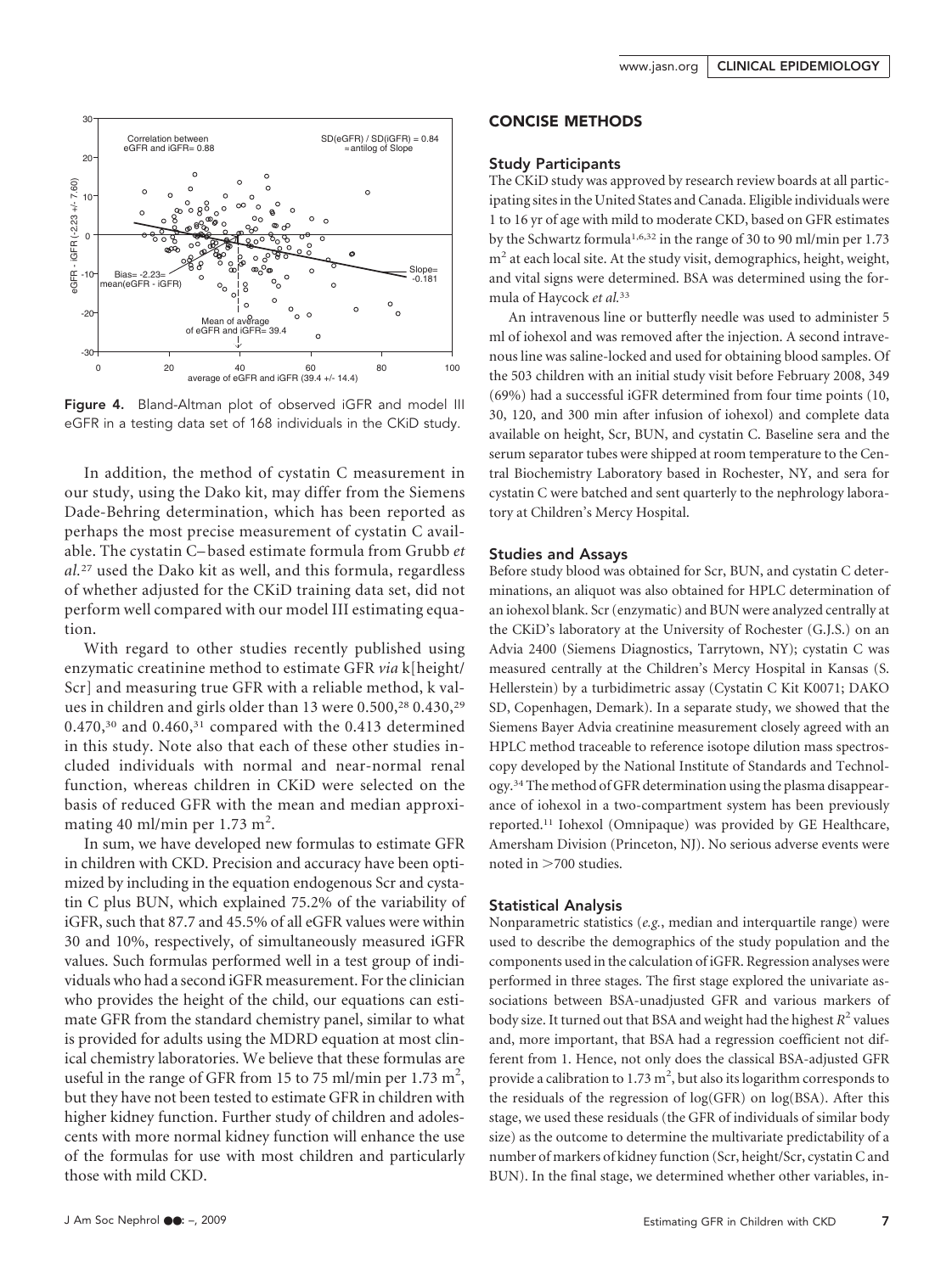Correlation between eGFR and iGFR= 0.88

SD(eGFR) / SD(iGFR) = 0.84 =antilog of Slope

eGFR - iGFR (-2.23 +/- 7.60)

Bias= -2.23= mean(eGFR - iGFR)

Slope= -0.181

Mean of average of eGFR and iGFR= 39.4

average of eGFR and iGFR (39.4 +/- 14.4)

30

20

10

0

-10

-20

-30

0

20

40

60

80

100

**Figure 4.** Bland-Altman plot of observed iGFR and model III eGFR in a testing data set of 168 individuals in the CKiD study.

In addition, the method of cystatin C measurement in our study, using the Dako kit, may differ from the Siemens Dade-Behring determination, which has been reported as perhaps the most precise measurement of cystatin C available. The cystatin C–based estimate formula from Grubb *et al.*[27] used the Dako kit as well, and this formula, regardless of whether adjusted for the CKiD training data set, did not perform well compared with our model III estimating equation.

With regard to other studies recently published using enzymatic creatinine method to estimate GFR *via* k[height/Scr] and measuring true GFR with a reliable method, k values in children and girls older than 13 were 0.500,[28] 0.430,[29] 0.470,[30] and 0.460,[31] compared with the 0.413 determined in this study. Note also that each of these other studies included individuals with normal and near-normal renal function, whereas children in CKiD were selected on the basis of reduced GFR with the mean and median approximating 40 ml/min per 1.73 $m^2$.

In sum, we have developed new formulas to estimate GFR in children with CKD. Precision and accuracy have been optimized by including in the equation endogenous Scr and cystatin C plus BUN, which explained 75.2% of the variability of iGFR, such that 87.7 and 45.5% of all eGFR values were within 30 and 10%, respectively, of simultaneously measured iGFR values. Such formulas performed well in a test group of individuals who had a second iGFR measurement. For the clinician who provides the height of the child, our equations can estimate GFR from the standard chemistry panel, similar to what is provided for adults using the MDRD equation at most clinical chemistry laboratories. We believe that these formulas are useful in the range of GFR from 15 to 75 ml/min per 1.73 $m^2$, but they have not been tested to estimate GFR in children with higher kidney function. Further study of children and adolescents with more normal kidney function will enhance the use of the formulas for use with most children and particularly those with mild CKD.

## CONCISE METHODS

### Study Participants

The CKiD study was approved by research review boards at all participating sites in the United States and Canada. Eligible individuals were 1 to 16 yr of age with mild to moderate CKD, based on GFR estimates by the Schwartz formula[1,6,32] in the range of 30 to 90 ml/min per 1.73 $m^2$ at each local site. At the study visit, demographics, height, weight, and vital signs were determined. BSA was determined using the formula of Haycock *et al.*[33]

An intravenous line or butterfly needle was used to administer 5 ml of iohexol and was removed after the injection. A second intravenous line was saline-locked and used for obtaining blood samples. Of the 503 children with an initial study visit before February 2008, 349 (69%) had a successful iGFR determined from four time points (10, 30, 120, and 300 min after infusion of iohexol) and complete data available on height, Scr, BUN, and cystatin C. Baseline sera and the serum separator tubes were shipped at room temperature to the Central Biochemistry Laboratory based in Rochester, NY, and sera for cystatin C were batched and sent quarterly to the nephrology laboratory at Children's Mercy Hospital.

### Studies and Assays

Before study blood was obtained for Scr, BUN, and cystatin C determinations, an aliquot was also obtained for HPLC determination of an iohexol blank. Scr (enzymatic) and BUN were analyzed centrally at the CKiD's laboratory at the University of Rochester (G.J.S.) on an Advia 2400 (Siemens Diagnostics, Tarrytown, NY); cystatin C was measured centrally at the Children's Mercy Hospital in Kansas (S. Hellerstein) by a turbidimetric assay (Cystatin C Kit K0071; DAKO SD, Copenhagen, Demark). In a separate study, we showed that the Siemens Bayer Advia creatinine measurement closely agreed with an HPLC method traceable to reference isotope dilution mass spectroscopy developed by the National Institute of Standards and Technology.[34] The method of GFR determination using the plasma disappearance of iohexol in a two-compartment system has been previously reported.[11] Iohexol (Omnipaque) was provided by GE Healthcare, Amersham Division (Princeton, NJ). No serious adverse events were noted in >700 studies.

### Statistical Analysis

Nonparametric statistics (*e.g.*, median and interquartile range) were used to describe the demographics of the study population and the components used in the calculation of iGFR. Regression analyses were performed in three stages. The first stage explored the univariate associations between BSA-unadjusted GFR and various markers of body size. It turned out that BSA and weight had the highest $R^2$ values and, more important, that BSA had a regression coefficient not different from 1. Hence, not only does the classical BSA-adjusted GFR provide a calibration to 1.73 $m^2$, but also its logarithm corresponds to the residuals of the regression of log(GFR) on log(BSA). After this stage, we used these residuals (the GFR of individuals of similar body size) as the outcome to determine the multivariate predictability of a number of markers of kidney function (Scr, height/Scr, cystatin C and BUN). In the final stage, we determined whether other variables, in-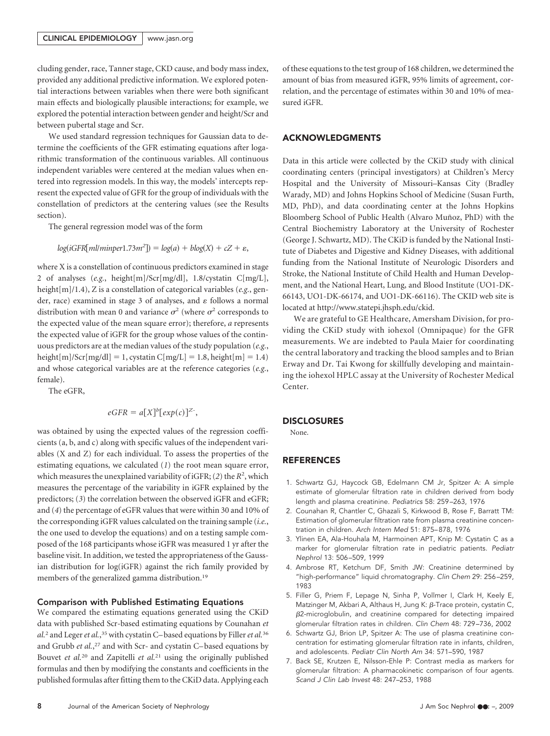cluding gender, race, Tanner stage, CKD cause, and body mass index, provided any additional predictive information. We explored potential interactions between variables when there were both significant main effects and biologically plausible interactions; for example, we explored the potential interaction between gender and height/Scr and between pubertal stage and Scr.

We used standard regression techniques for Gaussian data to determine the coefficients of the GFR estimating equations after logarithmic transformation of the continuous variables. All continuous independent variables were centered at the median values when entered into regression models. In this way, the models' intercepts represent the expected value of GFR for the group of individuals with the constellation of predictors at the centering values (see the Results section).

The general regression model was of the form

$$log(iGFR[ml/min per 1.73m^2]) = log(a) + blog(X) + cZ + \varepsilon,$$

where X is a constellation of continuous predictors examined in stage 2 of analyses (*e.g.*, height[m]/Scr[mg/dl], 1.8/cystatin C[mg/L], height[m]/1.4), Z is a constellation of categorical variables (*e.g.*, gender, race) examined in stage 3 of analyses, and $\varepsilon$ follows a normal distribution with mean 0 and variance $\sigma^2$ (where $\sigma^2$ corresponds to the expected value of the mean square error); therefore, *a* represents the expected value of iGFR for the group whose values of the continuous predictors are at the median values of the study population (*e.g.*, height[m]/Scr[mg/dl] = 1, cystatin C[mg/L] = 1.8, height[m] = 1.4) and whose categorical variables are at the reference categories (*e.g.*, female).

The eGFR,

$$eGFR = a[X]^b[exp(c)]^{Z},$$

was obtained by using the expected values of the regression coefficients (a, b, and c) along with specific values of the independent variables (X and Z) for each individual. To assess the properties of the estimating equations, we calculated (*1*) the root mean square error, which measures the unexplained variability of iGFR; (*2*) the $R^2$, which measures the percentage of the variability in iGFR explained by the predictors; (*3*) the correlation between the observed iGFR and eGFR; and (*4*) the percentage of eGFR values that were within 30 and 10% of the corresponding iGFR values calculated on the training sample (*i.e.*, the one used to develop the equations) and on a testing sample composed of the 168 participants whose iGFR was measured 1 yr after the baseline visit. In addition, we tested the appropriateness of the Gaussian distribution for log(iGFR) against the rich family provided by members of the generalized gamma distribution.[19]

### Comparison with Published Estimating Equations

We compared the estimating equations generated using the CKiD data with published Scr-based estimating equations by Counahan *et al.*[2] and Leger *et al.*,[35] with cystatin C–based equations by Filler *et al.*[36] and Grubb *et al.*,[27] and with Scr- and cystatin C–based equations by Bouvet *et al.*[20] and Zapitelli *et al.*[21] using the originally published formulas and then by modifying the constants and coefficients in the published formulas after fitting them to the CKiD data. Applying each of these equations to the test group of 168 children, we determined the amount of bias from measured iGFR, 95% limits of agreement, correlation, and the percentage of estimates within 30 and 10% of measured iGFR.

## ACKNOWLEDGMENTS

Data in this article were collected by the CKiD study with clinical coordinating centers (principal investigators) at Children's Mercy Hospital and the University of Missouri–Kansas City (Bradley Warady, MD) and Johns Hopkins School of Medicine (Susan Furth, MD, PhD), and data coordinating center at the Johns Hopkins Bloomberg School of Public Health (Alvaro Muñoz, PhD) with the Central Biochemistry Laboratory at the University of Rochester (George J. Schwartz, MD). The CKiD is funded by the National Institute of Diabetes and Digestive and Kidney Diseases, with additional funding from the National Institute of Neurologic Disorders and Stroke, the National Institute of Child Health and Human Development, and the National Heart, Lung, and Blood Institute (UO1-DK-66143, UO1-DK-66174, and UO1-DK-66116). The CKID web site is located at http://www.statepi.jhsph.edu/ckid.

We are grateful to GE Healthcare, Amersham Division, for providing the CKiD study with iohexol (Omnipaque) for the GFR measurements. We are indebted to Paula Maier for coordinating the central laboratory and tracking the blood samples and to Brian Erway and Dr. Tai Kwong for skillfully developing and maintaining the iohexol HPLC assay at the University of Rochester Medical Center.

## DISCLOSURES

None.

## REFERENCES

1. Schwartz GJ, Haycock GB, Edelmann CM Jr, Spitzer A: A simple estimate of glomerular filtration rate in children derived from body length and plasma creatinine. *Pediatrics* 58: 259–263, 1976
2. Counahan R, Chantler C, Ghazali S, Kirkwood B, Rose F, Barratt TM: Estimation of glomerular filtration rate from plasma creatinine concentration in children. *Arch Intern Med* 51: 875–878, 1976
3. Ylinen EA, Ala-Houhala M, Harmoinen APT, Knip M: Cystatin C as a marker for glomerular filtration rate in pediatric patients. *Pediatr Nephrol* 13: 506–509, 1999
4. Ambrose RT, Ketchum DF, Smith JW: Creatinine determined by "high-performance" liquid chromatography. *Clin Chem* 29: 256–259, 1983
5. Filler G, Priem F, Lepage N, Sinha P, Vollmer I, Clark H, Keely E, Matzinger M, Akbari A, Althaus H, Jung K: $\beta$-Trace protein, cystatin C, $\beta$2-microglobulin, and creatinine compared for detecting impaired glomerular filtration rates in children. *Clin Chem* 48: 729–736, 2002
6. Schwartz GJ, Brion LP, Spitzer A: The use of plasma creatinine concentration for estimating glomerular filtration rate in infants, children, and adolescents. *Pediatr Clin North Am* 34: 571–590, 1987
7. Back SE, Krutzen E, Nilsson-Ehle P: Contrast media as markers for glomerular filtration: A pharmacokinetic comparison of four agents. *Scand J Clin Lab Invest* 48: 247–253, 1988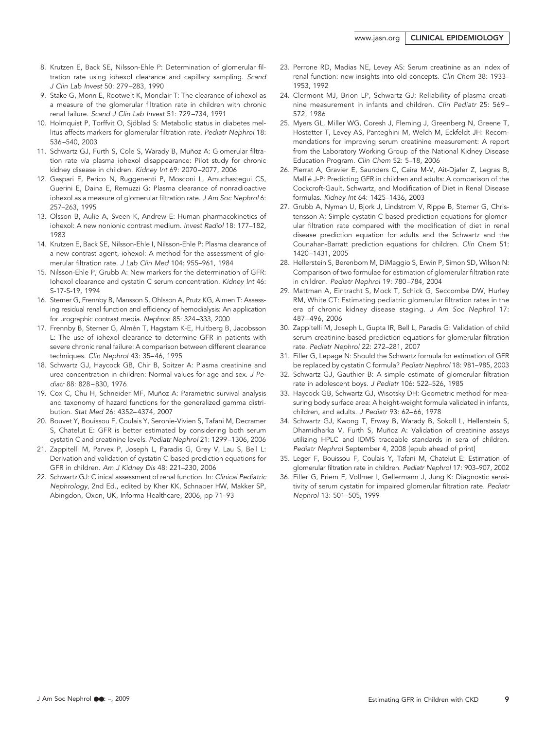8. Krutzen E, Back SE, Nilsson-Ehle P: Determination of glomerular filtration rate using iohexol clearance and capillary sampling. *Scand J Clin Lab Invest* 50: 279–283, 1990
9. Stake G, Monn E, Rootwelt K, Monclair T: The clearance of iohexol as a measure of the glomerular filtration rate in children with chronic renal failure. *Scand J Clin Lab Invest* 51: 729–734, 1991
10. Holmquist P, Torffvit O, Sjöblad S: Metabolic status in diabetes mellitus affects markers for glomerular filtration rate. *Pediatr Nephrol* 18: 536–540, 2003
11. Schwartz GJ, Furth S, Cole S, Warady B, Muñoz A: Glomerular filtration rate *via* plasma iohexol disappearance: Pilot study for chronic kidney disease in children. *Kidney Int* 69: 2070–2077, 2006
12. Gaspari F, Perico N, Ruggenenti P, Mosconi L, Amuchastegui CS, Guerini E, Daina E, Remuzzi G: Plasma clearance of nonradioactive iohexol as a measure of glomerular filtration rate. *J Am Soc Nephrol* 6: 257–263, 1995
13. Olsson B, Aulie A, Sveen K, Andrew E: Human pharmacokinetics of iohexol: A new nonionic contrast medium. *Invest Radiol* 18: 177–182, 1983
14. Krutzen E, Back SE, Nilsson-Ehle I, Nilsson-Ehle P: Plasma clearance of a new contrast agent, iohexol: A method for the assessment of glomerular filtration rate. *J Lab Clin Med* 104: 955–961, 1984
15. Nilsson-Ehle P, Grubb A: New markers for the determination of GFR: Iohexol clearance and cystatin C serum concentration. *Kidney Int* 46: S-17-S-19, 1994
16. Sterner G, Frennby B, Mansson S, Ohlsson A, Prutz KG, Almen T: Assessing residual renal function and efficiency of hemodialysis: An application for urographic contrast media. *Nephron* 85: 324–333, 2000
17. Frennby B, Sterner G, Almén T, Hagstam K-E, Hultberg B, Jacobsson L: The use of iohexol clearance to determine GFR in patients with severe chronic renal failure: A comparison between different clearance techniques. *Clin Nephrol* 43: 35–46, 1995
18. Schwartz GJ, Haycock GB, Chir B, Spitzer A: Plasma creatinine and urea concentration in children: Normal values for age and sex. *J Pediatr* 88: 828–830, 1976
19. Cox C, Chu H, Schneider MF, Muñoz A: Parametric survival analysis and taxonomy of hazard functions for the generalized gamma distribution. *Stat Med* 26: 4352–4374, 2007
20. Bouvet Y, Bouissou F, Coulais Y, Seronie-Vivien S, Tafani M, Decramer S, Chatelut E: GFR is better estimated by considering both serum cystatin C and creatinine levels. *Pediatr Nephrol* 21: 1299–1306, 2006
21. Zappitelli M, Parvex P, Joseph L, Paradis G, Grey V, Lau S, Bell L: Derivation and validation of cystatin C-based prediction equations for GFR in children. *Am J Kidney Dis* 48: 221–230, 2006
22. Schwartz GJ: Clinical assessment of renal function. In: *Clinical Pediatric Nephrology*, 2nd Ed., edited by Kher KK, Schnaper HW, Makker SP, Abingdon, Oxon, UK, Informa Healthcare, 2006, pp 71–93
23. Perrone RD, Madias NE, Levey AS: Serum creatinine as an index of renal function: new insights into old concepts. *Clin Chem* 38: 1933–1953, 1992
24. Clermont MJ, Brion LP, Schwartz GJ: Reliability of plasma creatinine measurement in infants and children. *Clin Pediatr* 25: 569–572, 1986
25. Myers GL, Miller WG, Coresh J, Fleming J, Greenberg N, Greene T, Hostetter T, Levey AS, Panteghini M, Welch M, Eckfeldt JH: Recommendations for improving serum creatinine measurement: A report from the Laboratory Working Group of the National Kidney Disease Education Program. *Clin Chem* 52: 5–18, 2006
26. Pierrat A, Gravier E, Saunders C, Caira M-V, Ait-Djafer Z, Legras B, Mallié J-P: Predicting GFR in children and adults: A comparison of the Cockcroft-Gault, Schwartz, and Modification of Diet in Renal Disease formulas. *Kidney Int* 64: 1425–1436, 2003
27. Grubb A, Nyman U, Bjork J, Lindstrom V, Rippe B, Sterner G, Christensson A: Simple cystatin C-based prediction equations for glomerular filtration rate compared with the modification of diet in renal disease prediction equation for adults and the Schwartz and the Counahan-Barratt prediction equations for children. *Clin Chem* 51: 1420–1431, 2005
28. Hellerstein S, Berenbom M, DiMaggio S, Erwin P, Simon SD, Wilson N: Comparison of two formulae for estimation of glomerular filtration rate in children. *Pediatr Nephrol* 19: 780–784, 2004
29. Mattman A, Eintracht S, Mock T, Schick G, Seccombe DW, Hurley RM, White CT: Estimating pediatric glomerular filtration rates in the era of chronic kidney disease staging. *J Am Soc Nephrol* 17: 487–496, 2006
30. Zappitelli M, Joseph L, Gupta IR, Bell L, Paradis G: Validation of child serum creatinine-based prediction equations for glomerular filtration rate. *Pediatr Nephrol* 22: 272–281, 2007
31. Filler G, Lepage N: Should the Schwartz formula for estimation of GFR be replaced by cystatin C formula? *Pediatr Nephrol* 18: 981–985, 2003
32. Schwartz GJ, Gauthier B: A simple estimate of glomerular filtration rate in adolescent boys. *J Pediatr* 106: 522–526, 1985
33. Haycock GB, Schwartz GJ, Wisotsky DH: Geometric method for measuring body surface area: A height-weight formula validated in infants, children, and adults. *J Pediatr* 93: 62–66, 1978
34. Schwartz GJ, Kwong T, Erway B, Warady B, Sokoll L, Hellerstein S, Dhamidharka V, Furth S, Muñoz A: Validation of creatinine assays utilizing HPLC and IDMS traceable standards in sera of children. *Pediatr Nephrol* September 4, 2008 [epub ahead of print]
35. Leger F, Bouissou F, Coulais Y, Tafani M, Chatelut E: Estimation of glomerular filtration rate in children. *Pediatr Nephrol* 17: 903–907, 2002
36. Filler G, Priem F, Vollmer I, Gellermann J, Jung K: Diagnostic sensitivity of serum cystatin for impaired glomerular filtration rate. *Pediatr Nephrol* 13: 501–505, 1999